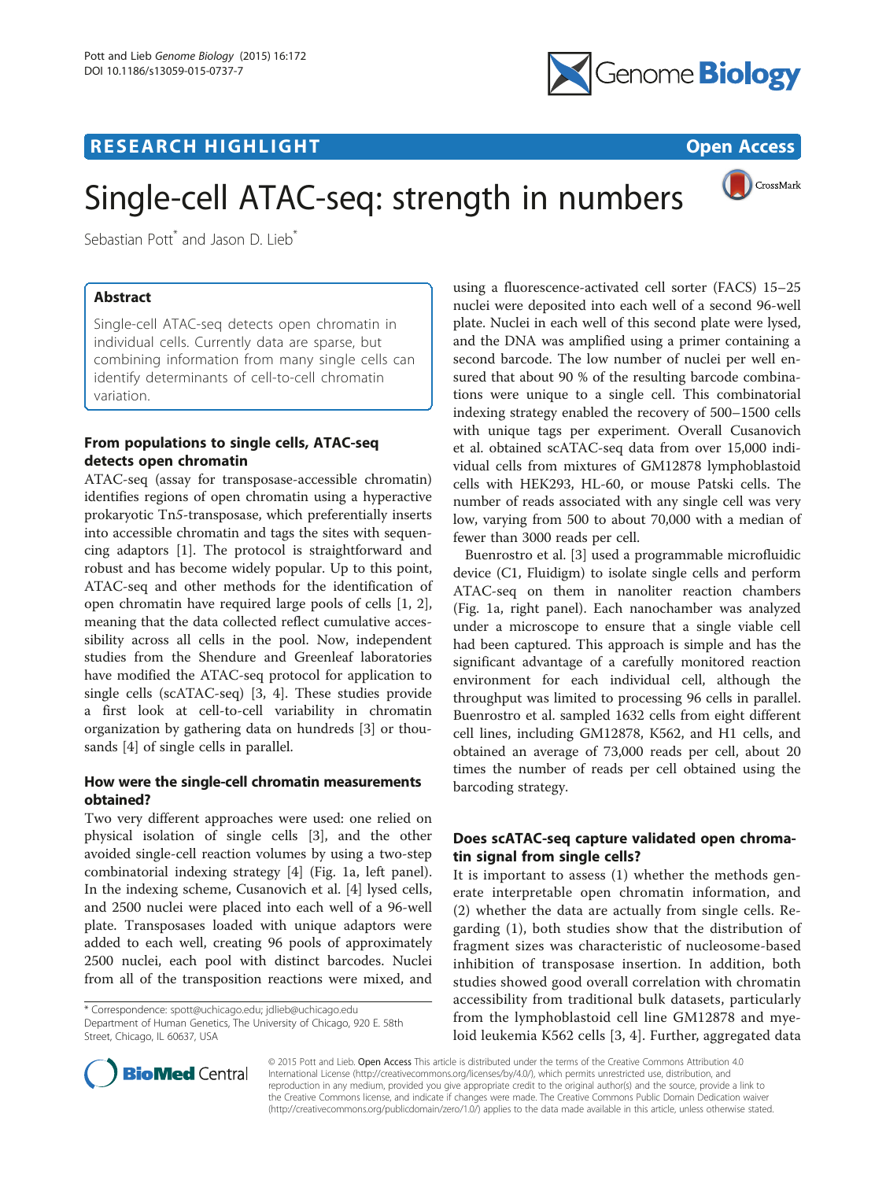RESEARCH HIGHLIGHT

Open Access

# Single-cell ATAC-seq: strength in numbers

Sebastian Pott* and Jason D. Lieb*

## Abstract

Single-cell ATAC-seq detects open chromatin in individual cells. Currently data are sparse, but combining information from many single cells can identify determinants of cell-to-cell chromatin variation.

## From populations to single cells, ATAC-seq detects open chromatin

ATAC-seq (assay for transposase-accessible chromatin) identifies regions of open chromatin using a hyperactive prokaryotic Tn*5*-transposase, which preferentially inserts into accessible chromatin and tags the sites with sequencing adaptors [1]. The protocol is straightforward and robust and has become widely popular. Up to this point, ATAC-seq and other methods for the identification of open chromatin have required large pools of cells [1, 2], meaning that the data collected reflect cumulative accessibility across all cells in the pool. Now, independent studies from the Shendure and Greenleaf laboratories have modified the ATAC-seq protocol for application to single cells (scATAC-seq) [3, 4]. These studies provide a first look at cell-to-cell variability in chromatin organization by gathering data on hundreds [3] or thousands [4] of single cells in parallel.

## How were the single-cell chromatin measurements obtained?

Two very different approaches were used: one relied on physical isolation of single cells [3], and the other avoided single-cell reaction volumes by using a two-step combinatorial indexing strategy [4] (Fig. 1a, left panel). In the indexing scheme, Cusanovich et al. [4] lysed cells, and 2500 nuclei were placed into each well of a 96-well plate. Transposases loaded with unique adaptors were added to each well, creating 96 pools of approximately 2500 nuclei, each pool with distinct barcodes. Nuclei from all of the transposition reactions were mixed, and using a fluorescence-activated cell sorter (FACS) 15–25 nuclei were deposited into each well of a second 96-well plate. Nuclei in each well of this second plate were lysed, and the DNA was amplified using a primer containing a second barcode. The low number of nuclei per well ensured that about 90 % of the resulting barcode combinations were unique to a single cell. This combinatorial indexing strategy enabled the recovery of 500–1500 cells with unique tags per experiment. Overall Cusanovich et al. obtained scATAC-seq data from over 15,000 individual cells from mixtures of GM12878 lymphoblastoid cells with HEK293, HL-60, or mouse Patski cells. The number of reads associated with any single cell was very low, varying from 500 to about 70,000 with a median of fewer than 3000 reads per cell.

Buenrostro et al. [3] used a programmable microfluidic device (C1, Fluidigm) to isolate single cells and perform ATAC-seq on them in nanoliter reaction chambers (Fig. 1a, right panel). Each nanochamber was analyzed under a microscope to ensure that a single viable cell had been captured. This approach is simple and has the significant advantage of a carefully monitored reaction environment for each individual cell, although the throughput was limited to processing 96 cells in parallel. Buenrostro et al. sampled 1632 cells from eight different cell lines, including GM12878, K562, and H1 cells, and obtained an average of 73,000 reads per cell, about 20 times the number of reads per cell obtained using the barcoding strategy.

## Does scATAC-seq capture validated open chromatin signal from single cells?

It is important to assess (1) whether the methods generate interpretable open chromatin information, and (2) whether the data are actually from single cells. Regarding (1), both studies show that the distribution of fragment sizes was characteristic of nucleosome-based inhibition of transposase insertion. In addition, both studies showed good overall correlation with chromatin accessibility from traditional bulk datasets, particularly from the lymphoblastoid cell line GM12878 and myeloid leukemia K562 cells [3, 4]. Further, aggregated data

\* Correspondence: spott@uchicago.edu; jdlieb@uchicago.edu
Department of Human Genetics, The University of Chicago, 920 E. 58th Street, Chicago, IL 60637, USA

© 2015 Pott and Lieb. Open Access This article is distributed under the terms of the Creative Commons Attribution 4.0 International License (http://creativecommons.org/licenses/by/4.0/), which permits unrestricted use, distribution, and reproduction in any medium, provided you give appropriate credit to the original author(s) and the source, provide a link to the Creative Commons license, and indicate if changes were made. The Creative Commons Public Domain Dedication waiver (http://creativecommons.org/publicdomain/zero/1.0/) applies to the data made available in this article, unless otherwise stated.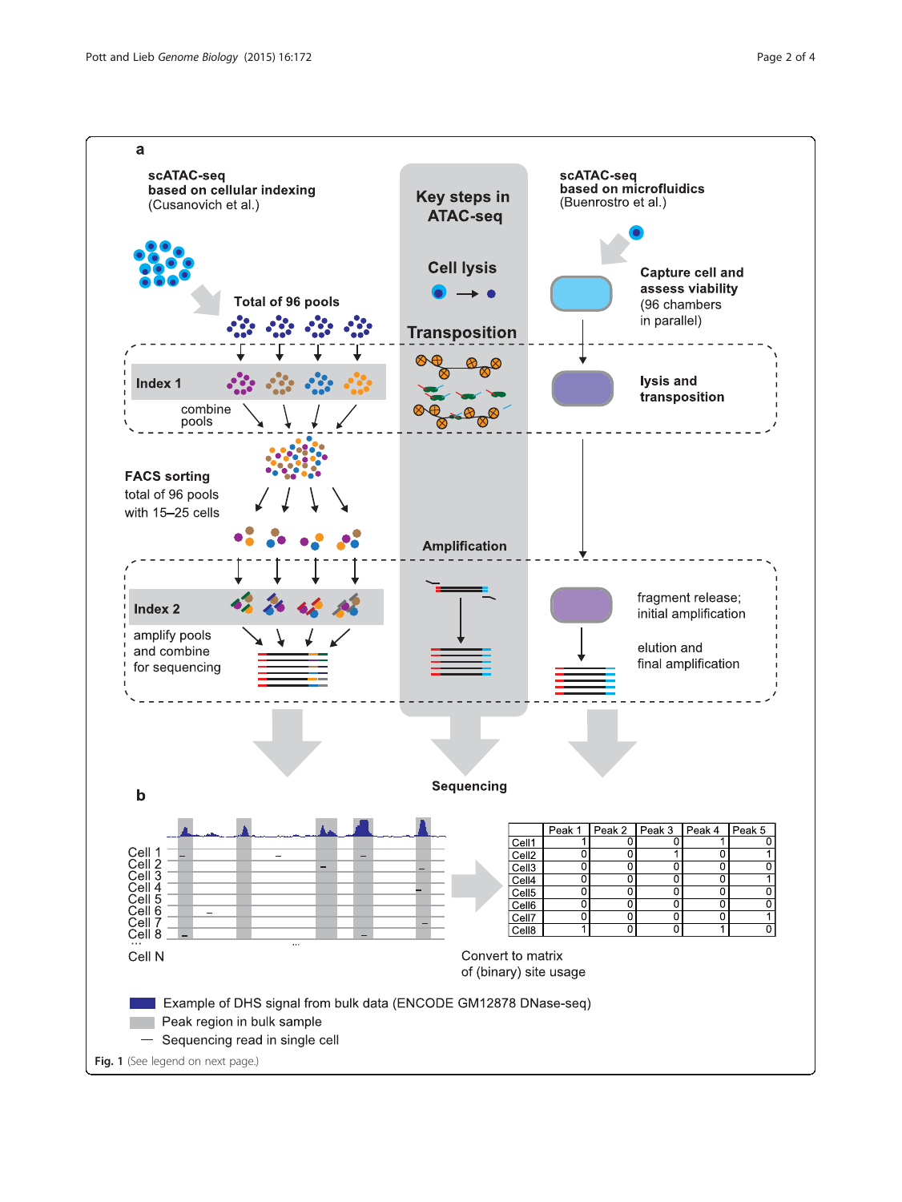**a**

**scATAC-seq based on cellular indexing** (Cusanovich et al.)

Total of 96 pools

**Index 1**

combine pools

**FACS sorting**
total of 96 pools with 15–25 cells

**Index 2**

amplify pools and combine for sequencing

**Key steps in ATAC-seq**

**Cell lysis**

**Transposition**

**Amplification**

**scATAC-seq based on microfluidics** (Buenrostro et al.)

**Capture cell and assess viability**
(96 chambers in parallel)

**lysis and transposition**

fragment release; initial amplification

elution and final amplification

**Sequencing**

**b**

Cell 1
Cell 2
Cell 3
Cell 4
Cell 5
Cell 6
Cell 7
Cell 8
...
Cell N

Convert to matrix of (binary) site usage

| | Peak 1 | Peak 2 | Peak 3 | Peak 4 | Peak 5 |
|---|---|---|---|---|---|
| Cell1 | 1 | 0 | 0 | 1 | 0 |
| Cell2 | 0 | 0 | 1 | 0 | 1 |
| Cell3 | 0 | 0 | 0 | 0 | 0 |
| Cell4 | 0 | 0 | 0 | 0 | 1 |
| Cell5 | 0 | 0 | 0 | 0 | 0 |
| Cell6 | 0 | 0 | 0 | 0 | 0 |
| Cell7 | 0 | 0 | 0 | 0 | 1 |
| Cell8 | 1 | 0 | 0 | 1 | 0 |

Example of DHS signal from bulk data (ENCODE GM12878 DNase-seq)
Peak region in bulk sample
Sequencing read in single cell

**Fig. 1** (See legend on next page.)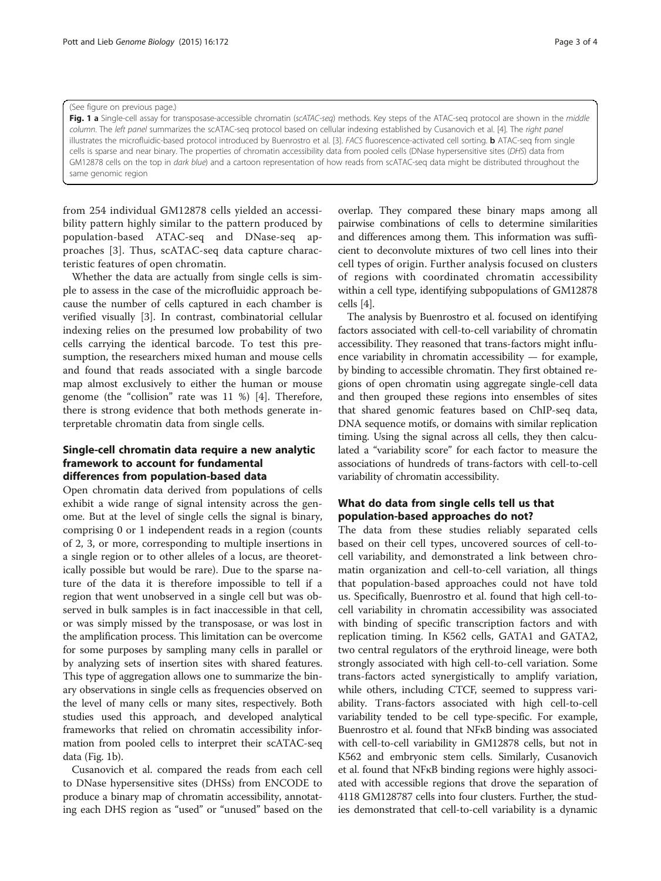(See figure on previous page.)

**Fig. 1 a** Single-cell assay for transposase-accessible chromatin (*scATAC-seq*) methods. Key steps of the ATAC-seq protocol are shown in the *middle column*. The *left panel* summarizes the scATAC-seq protocol based on cellular indexing established by Cusanovich et al. [4]. The *right panel* illustrates the microfluidic-based protocol introduced by Buenrostro et al. [3]. *FACS* fluorescence-activated cell sorting. **b** ATAC-seq from single cells is sparse and near binary. The properties of chromatin accessibility data from pooled cells (DNase hypersensitive sites (*DHS*) data from GM12878 cells on the top in *dark blue*) and a cartoon representation of how reads from scATAC-seq data might be distributed throughout the same genomic region

from 254 individual GM12878 cells yielded an accessibility pattern highly similar to the pattern produced by population-based ATAC-seq and DNase-seq approaches [3]. Thus, scATAC-seq data capture characteristic features of open chromatin.

Whether the data are actually from single cells is simple to assess in the case of the microfluidic approach because the number of cells captured in each chamber is verified visually [3]. In contrast, combinatorial cellular indexing relies on the presumed low probability of two cells carrying the identical barcode. To test this presumption, the researchers mixed human and mouse cells and found that reads associated with a single barcode map almost exclusively to either the human or mouse genome (the "collision" rate was 11 %) [4]. Therefore, there is strong evidence that both methods generate interpretable chromatin data from single cells.

## Single-cell chromatin data require a new analytic framework to account for fundamental differences from population-based data

Open chromatin data derived from populations of cells exhibit a wide range of signal intensity across the genome. But at the level of single cells the signal is binary, comprising 0 or 1 independent reads in a region (counts of 2, 3, or more, corresponding to multiple insertions in a single region or to other alleles of a locus, are theoretically possible but would be rare). Due to the sparse nature of the data it is therefore impossible to tell if a region that went unobserved in a single cell but was observed in bulk samples is in fact inaccessible in that cell, or was simply missed by the transposase, or was lost in the amplification process. This limitation can be overcome for some purposes by sampling many cells in parallel or by analyzing sets of insertion sites with shared features. This type of aggregation allows one to summarize the binary observations in single cells as frequencies observed on the level of many cells or many sites, respectively. Both studies used this approach, and developed analytical frameworks that relied on chromatin accessibility information from pooled cells to interpret their scATAC-seq data (Fig. 1b).

Cusanovich et al. compared the reads from each cell to DNase hypersensitive sites (DHSs) from ENCODE to produce a binary map of chromatin accessibility, annotating each DHS region as "used" or "unused" based on the overlap. They compared these binary maps among all pairwise combinations of cells to determine similarities and differences among them. This information was sufficient to deconvolute mixtures of two cell lines into their cell types of origin. Further analysis focused on clusters of regions with coordinated chromatin accessibility within a cell type, identifying subpopulations of GM12878 cells [4].

The analysis by Buenrostro et al. focused on identifying factors associated with cell-to-cell variability of chromatin accessibility. They reasoned that trans-factors might influence variability in chromatin accessibility — for example, by binding to accessible chromatin. They first obtained regions of open chromatin using aggregate single-cell data and then grouped these regions into ensembles of sites that shared genomic features based on ChIP-seq data, DNA sequence motifs, or domains with similar replication timing. Using the signal across all cells, they then calculated a "variability score" for each factor to measure the associations of hundreds of trans-factors with cell-to-cell variability of chromatin accessibility.

## What do data from single cells tell us that population-based approaches do not?

The data from these studies reliably separated cells based on their cell types, uncovered sources of cell-to-cell variability, and demonstrated a link between chromatin organization and cell-to-cell variation, all things that population-based approaches could not have told us. Specifically, Buenrostro et al. found that high cell-to-cell variability in chromatin accessibility was associated with binding of specific transcription factors and with replication timing. In K562 cells, GATA1 and GATA2, two central regulators of the erythroid lineage, were both strongly associated with high cell-to-cell variation. Some trans-factors acted synergistically to amplify variation, while others, including CTCF, seemed to suppress variability. Trans-factors associated with high cell-to-cell variability tended to be cell type-specific. For example, Buenrostro et al. found that NFκB binding was associated with cell-to-cell variability in GM12878 cells, but not in K562 and embryonic stem cells. Similarly, Cusanovich et al. found that NFκB binding regions were highly associated with accessible regions that drove the separation of 4118 GM128787 cells into four clusters. Further, the studies demonstrated that cell-to-cell variability is a dynamic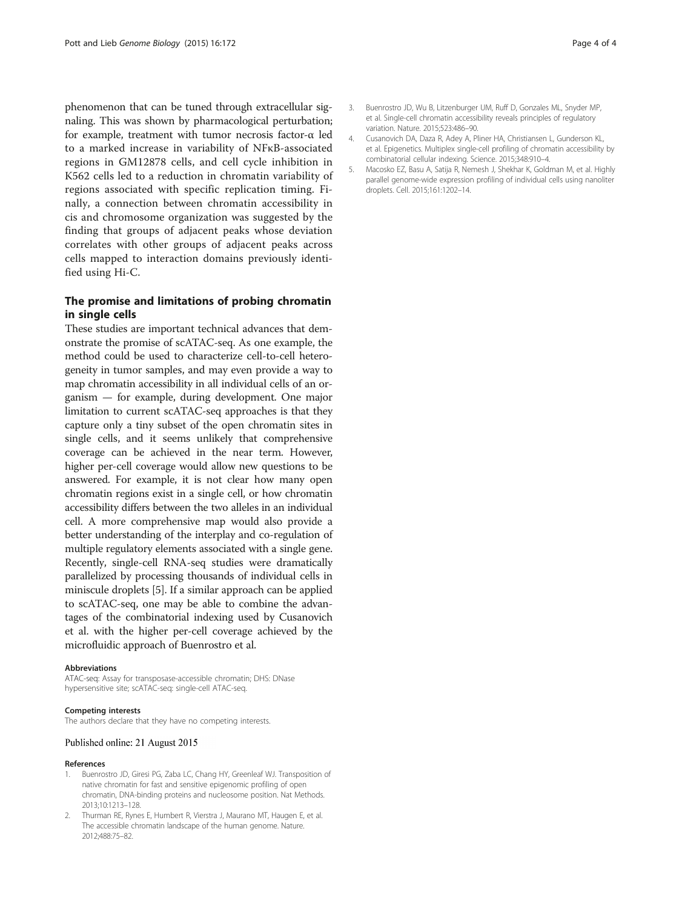phenomenon that can be tuned through extracellular signaling. This was shown by pharmacological perturbation; for example, treatment with tumor necrosis factor-α led to a marked increase in variability of NFκB-associated regions in GM12878 cells, and cell cycle inhibition in K562 cells led to a reduction in chromatin variability of regions associated with specific replication timing. Finally, a connection between chromatin accessibility in cis and chromosome organization was suggested by the finding that groups of adjacent peaks whose deviation correlates with other groups of adjacent peaks across cells mapped to interaction domains previously identified using Hi-C.

## The promise and limitations of probing chromatin in single cells

These studies are important technical advances that demonstrate the promise of scATAC-seq. As one example, the method could be used to characterize cell-to-cell heterogeneity in tumor samples, and may even provide a way to map chromatin accessibility in all individual cells of an organism — for example, during development. One major limitation to current scATAC-seq approaches is that they capture only a tiny subset of the open chromatin sites in single cells, and it seems unlikely that comprehensive coverage can be achieved in the near term. However, higher per-cell coverage would allow new questions to be answered. For example, it is not clear how many open chromatin regions exist in a single cell, or how chromatin accessibility differs between the two alleles in an individual cell. A more comprehensive map would also provide a better understanding of the interplay and co-regulation of multiple regulatory elements associated with a single gene. Recently, single-cell RNA-seq studies were dramatically parallelized by processing thousands of individual cells in miniscule droplets [5]. If a similar approach can be applied to scATAC-seq, one may be able to combine the advantages of the combinatorial indexing used by Cusanovich et al. with the higher per-cell coverage achieved by the microfluidic approach of Buenrostro et al.

#### Abbreviations

ATAC-seq: Assay for transposase-accessible chromatin; DHS: DNase hypersensitive site; scATAC-seq: single-cell ATAC-seq.

#### Competing interests

The authors declare that they have no competing interests.

Published online: 21 August 2015

#### References

1. Buenrostro JD, Giresi PG, Zaba LC, Chang HY, Greenleaf WJ. Transposition of native chromatin for fast and sensitive epigenomic profiling of open chromatin, DNA-binding proteins and nucleosome position. Nat Methods. 2013;10:1213–128.
2. Thurman RE, Rynes E, Humbert R, Vierstra J, Maurano MT, Haugen E, et al. The accessible chromatin landscape of the human genome. Nature. 2012;488:75–82.
3. Buenrostro JD, Wu B, Litzenburger UM, Ruff D, Gonzales ML, Snyder MP, et al. Single-cell chromatin accessibility reveals principles of regulatory variation. Nature. 2015;523:486–90.
4. Cusanovich DA, Daza R, Adey A, Pliner HA, Christiansen L, Gunderson KL, et al. Epigenetics. Multiplex single-cell profiling of chromatin accessibility by combinatorial cellular indexing. Science. 2015;348:910–4.
5. Macosko EZ, Basu A, Satija R, Nemesh J, Shekhar K, Goldman M, et al. Highly parallel genome-wide expression profiling of individual cells using nanoliter droplets. Cell. 2015;161:1202–14.